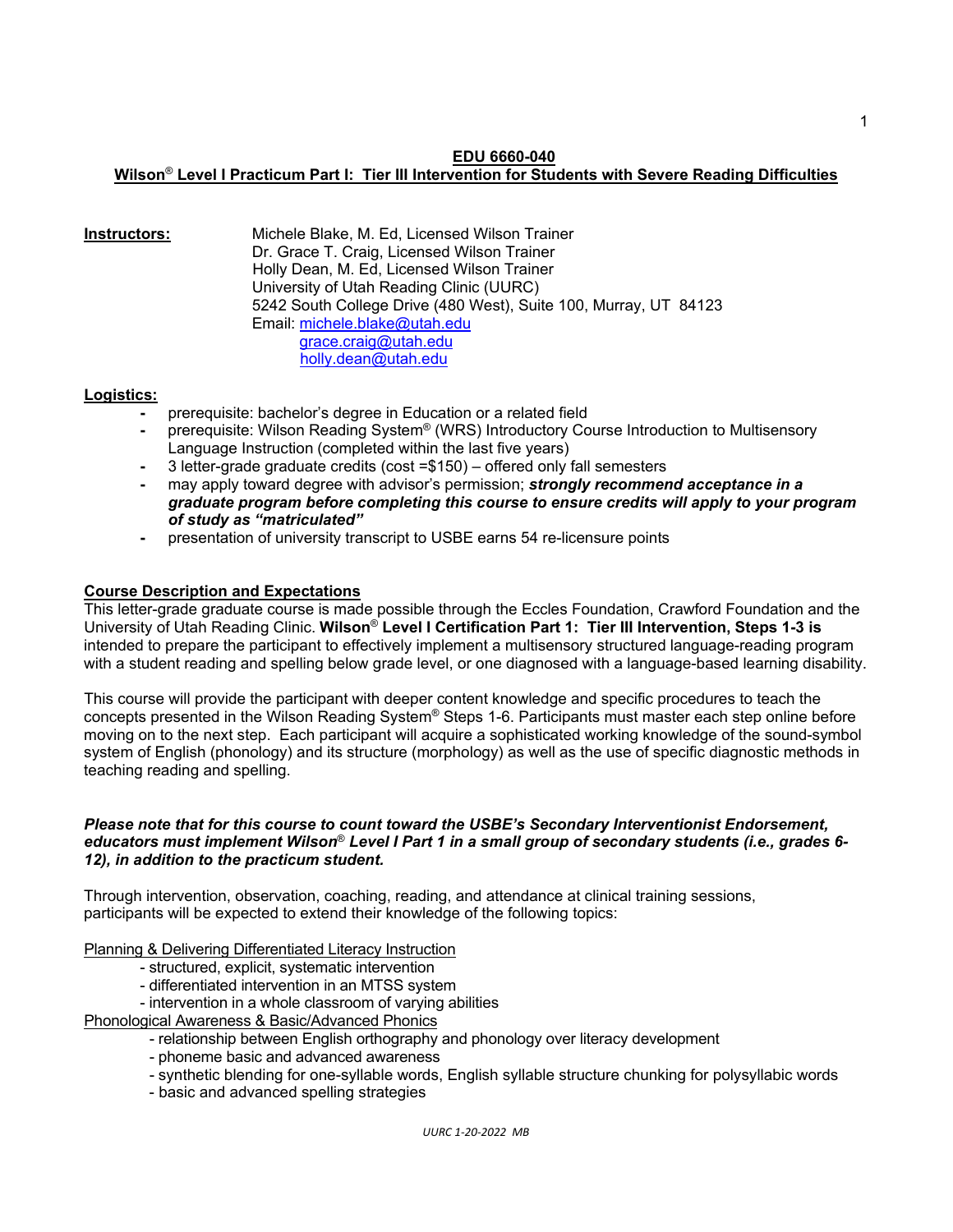# EDU 6660-040

## Wilson® Level I Practicum Part I: Tier III Intervention for Students with Severe Reading Difficulties

**Instructors:**

Michele Blake, M. Ed, Licensed Wilson Trainer
Dr. Grace T. Craig, Licensed Wilson Trainer
Holly Dean, M. Ed, Licensed Wilson Trainer
University of Utah Reading Clinic (UURC)
5242 South College Drive (480 West), Suite 100, Murray, UT 84123
Email: michele.blake@utah.edu
grace.craig@utah.edu
holly.dean@utah.edu

**Logistics:**

- prerequisite: bachelor's degree in Education or a related field
- prerequisite: Wilson Reading System® (WRS) Introductory Course Introduction to Multisensory Language Instruction (completed within the last five years)
- 3 letter-grade graduate credits (cost =$150) – offered only fall semesters
- may apply toward degree with advisor's permission; ***strongly recommend acceptance in a graduate program before completing this course to ensure credits will apply to your program of study as "matriculated"***
- presentation of university transcript to USBE earns 54 re-licensure points

**Course Description and Expectations**

This letter-grade graduate course is made possible through the Eccles Foundation, Crawford Foundation and the University of Utah Reading Clinic. **Wilson® Level I Certification Part 1: Tier III Intervention, Steps 1-3 is** intended to prepare the participant to effectively implement a multisensory structured language-reading program with a student reading and spelling below grade level, or one diagnosed with a language-based learning disability.

This course will provide the participant with deeper content knowledge and specific procedures to teach the concepts presented in the Wilson Reading System® Steps 1-6. Participants must master each step online before moving on to the next step. Each participant will acquire a sophisticated working knowledge of the sound-symbol system of English (phonology) and its structure (morphology) as well as the use of specific diagnostic methods in teaching reading and spelling.

***Please note that for this course to count toward the USBE's Secondary Interventionist Endorsement, educators must implement Wilson® Level I Part 1 in a small group of secondary students (i.e., grades 6-12), in addition to the practicum student.***

Through intervention, observation, coaching, reading, and attendance at clinical training sessions, participants will be expected to extend their knowledge of the following topics:

Planning & Delivering Differentiated Literacy Instruction

- structured, explicit, systematic intervention
- differentiated intervention in an MTSS system
- intervention in a whole classroom of varying abilities

Phonological Awareness & Basic/Advanced Phonics

- relationship between English orthography and phonology over literacy development
- phoneme basic and advanced awareness
- synthetic blending for one-syllable words, English syllable structure chunking for polysyllabic words
- basic and advanced spelling strategies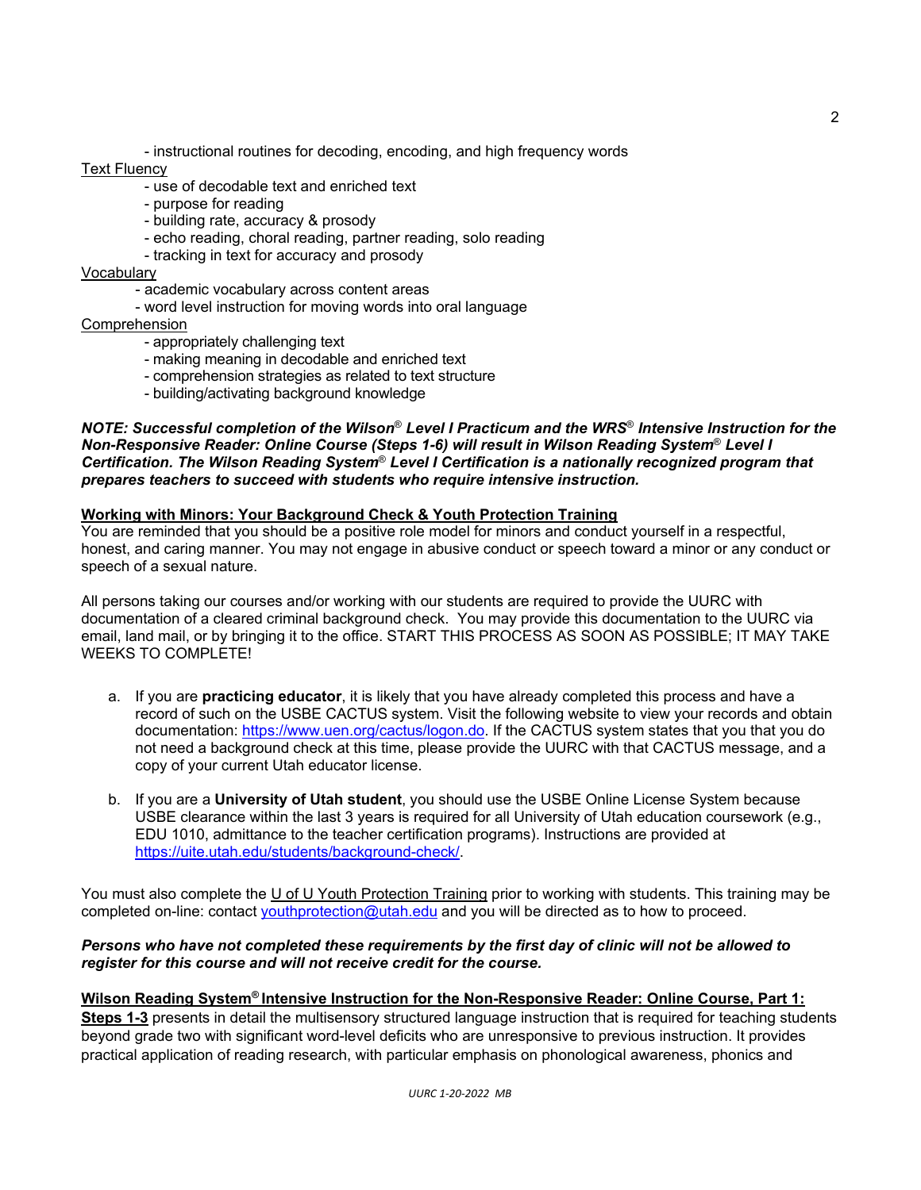- instructional routines for decoding, encoding, and high frequency words

Text Fluency

- use of decodable text and enriched text
- purpose for reading
- building rate, accuracy & prosody
- echo reading, choral reading, partner reading, solo reading
- tracking in text for accuracy and prosody

Vocabulary

- academic vocabulary across content areas
- word level instruction for moving words into oral language

Comprehension

- appropriately challenging text
- making meaning in decodable and enriched text
- comprehension strategies as related to text structure
- building/activating background knowledge

***NOTE: Successful completion of the Wilson® Level I Practicum and the WRS® Intensive Instruction for the Non-Responsive Reader: Online Course (Steps 1-6) will result in Wilson Reading System® Level I Certification. The Wilson Reading System® Level I Certification is a nationally recognized program that prepares teachers to succeed with students who require intensive instruction.***

**Working with Minors: Your Background Check & Youth Protection Training**

You are reminded that you should be a positive role model for minors and conduct yourself in a respectful, honest, and caring manner. You may not engage in abusive conduct or speech toward a minor or any conduct or speech of a sexual nature.

All persons taking our courses and/or working with our students are required to provide the UURC with documentation of a cleared criminal background check. You may provide this documentation to the UURC via email, land mail, or by bringing it to the office. START THIS PROCESS AS SOON AS POSSIBLE; IT MAY TAKE WEEKS TO COMPLETE!

a. If you are **practicing educator**, it is likely that you have already completed this process and have a record of such on the USBE CACTUS system. Visit the following website to view your records and obtain documentation: https://www.uen.org/cactus/logon.do. If the CACTUS system states that you that you do not need a background check at this time, please provide the UURC with that CACTUS message, and a copy of your current Utah educator license.

b. If you are a **University of Utah student**, you should use the USBE Online License System because USBE clearance within the last 3 years is required for all University of Utah education coursework (e.g., EDU 1010, admittance to the teacher certification programs). Instructions are provided at https://uite.utah.edu/students/background-check/.

You must also complete the U of U Youth Protection Training prior to working with students. This training may be completed on-line: contact youthprotection@utah.edu and you will be directed as to how to proceed.

***Persons who have not completed these requirements by the first day of clinic will not be allowed to register for this course and will not receive credit for the course.***

**Wilson Reading System® Intensive Instruction for the Non-Responsive Reader: Online Course, Part 1: Steps 1-3** presents in detail the multisensory structured language instruction that is required for teaching students beyond grade two with significant word-level deficits who are unresponsive to previous instruction. It provides practical application of reading research, with particular emphasis on phonological awareness, phonics and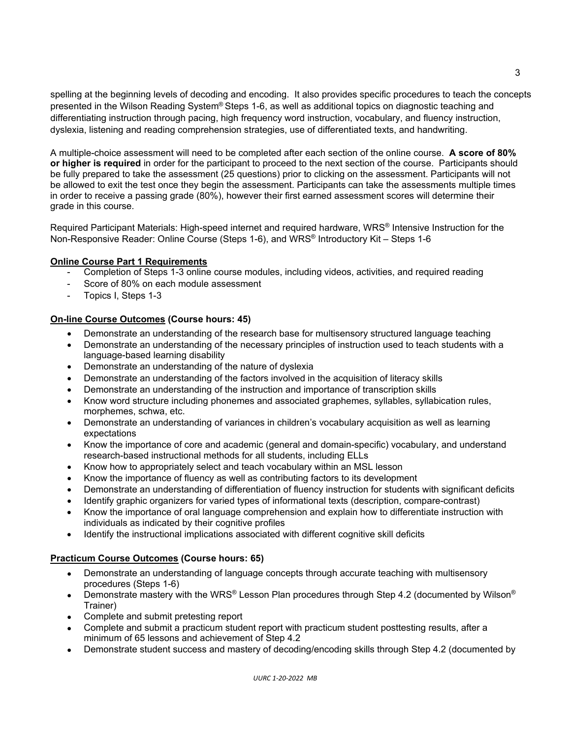spelling at the beginning levels of decoding and encoding. It also provides specific procedures to teach the concepts presented in the Wilson Reading System® Steps 1-6, as well as additional topics on diagnostic teaching and differentiating instruction through pacing, high frequency word instruction, vocabulary, and fluency instruction, dyslexia, listening and reading comprehension strategies, use of differentiated texts, and handwriting.

A multiple-choice assessment will need to be completed after each section of the online course. **A score of 80% or higher is required** in order for the participant to proceed to the next section of the course. Participants should be fully prepared to take the assessment (25 questions) prior to clicking on the assessment. Participants will not be allowed to exit the test once they begin the assessment. Participants can take the assessments multiple times in order to receive a passing grade (80%), however their first earned assessment scores will determine their grade in this course.

Required Participant Materials: High-speed internet and required hardware, WRS® Intensive Instruction for the Non-Responsive Reader: Online Course (Steps 1-6), and WRS® Introductory Kit – Steps 1-6

**Online Course Part 1 Requirements**

- Completion of Steps 1-3 online course modules, including videos, activities, and required reading
- Score of 80% on each module assessment
- Topics I, Steps 1-3

**On-line Course Outcomes (Course hours: 45)**

- Demonstrate an understanding of the research base for multisensory structured language teaching
- Demonstrate an understanding of the necessary principles of instruction used to teach students with a language-based learning disability
- Demonstrate an understanding of the nature of dyslexia
- Demonstrate an understanding of the factors involved in the acquisition of literacy skills
- Demonstrate an understanding of the instruction and importance of transcription skills
- Know word structure including phonemes and associated graphemes, syllables, syllabication rules, morphemes, schwa, etc.
- Demonstrate an understanding of variances in children's vocabulary acquisition as well as learning expectations
- Know the importance of core and academic (general and domain-specific) vocabulary, and understand research-based instructional methods for all students, including ELLs
- Know how to appropriately select and teach vocabulary within an MSL lesson
- Know the importance of fluency as well as contributing factors to its development
- Demonstrate an understanding of differentiation of fluency instruction for students with significant deficits
- Identify graphic organizers for varied types of informational texts (description, compare-contrast)
- Know the importance of oral language comprehension and explain how to differentiate instruction with individuals as indicated by their cognitive profiles
- Identify the instructional implications associated with different cognitive skill deficits

**Practicum Course Outcomes (Course hours: 65)**

- Demonstrate an understanding of language concepts through accurate teaching with multisensory procedures (Steps 1-6)
- Demonstrate mastery with the WRS® Lesson Plan procedures through Step 4.2 (documented by Wilson® Trainer)
- Complete and submit pretesting report
- Complete and submit a practicum student report with practicum student posttesting results, after a minimum of 65 lessons and achievement of Step 4.2
- Demonstrate student success and mastery of decoding/encoding skills through Step 4.2 (documented by

*UURC 1-20-2022 MB*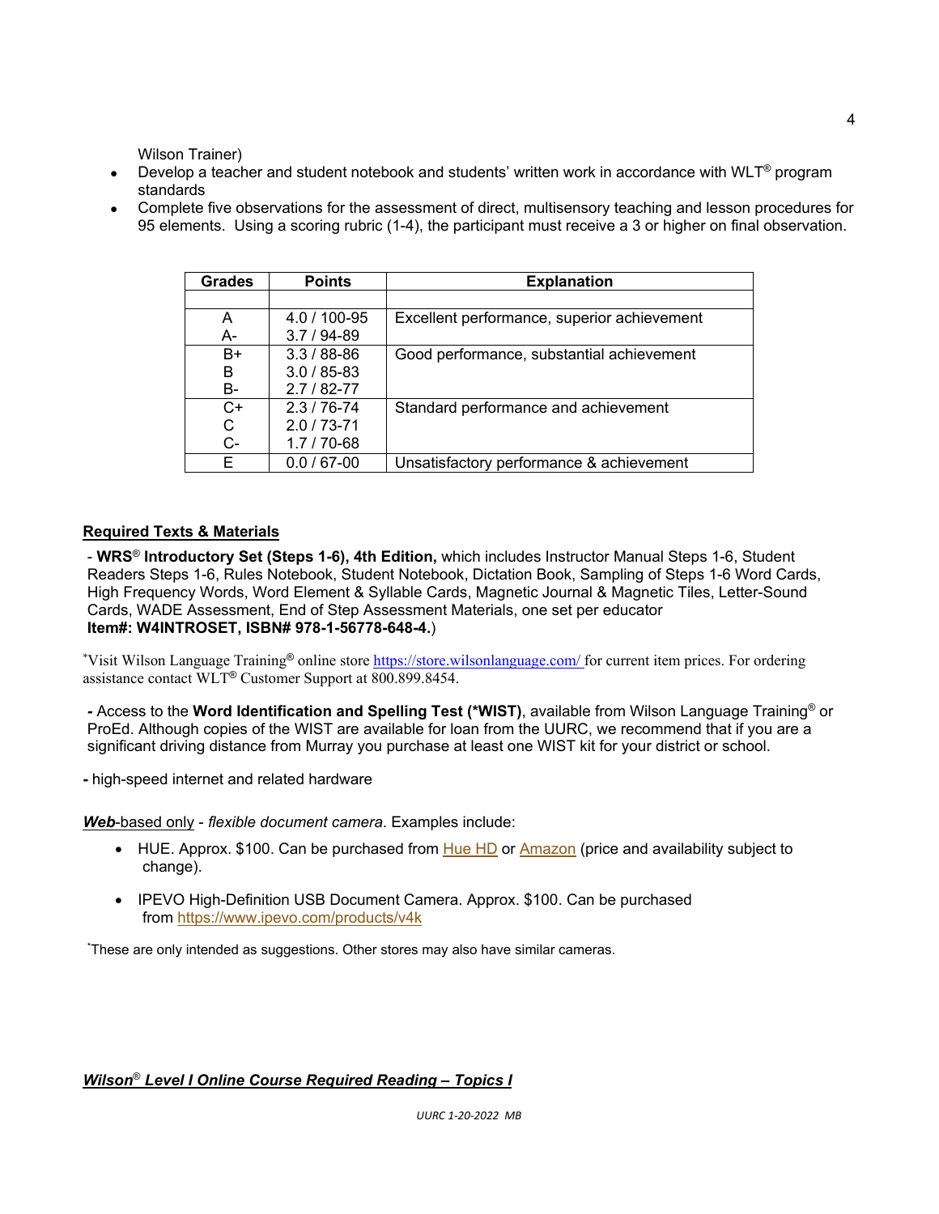Wilson Trainer)

- Develop a teacher and student notebook and students' written work in accordance with WLT® program standards
- Complete five observations for the assessment of direct, multisensory teaching and lesson procedures for 95 elements. Using a scoring rubric (1-4), the participant must receive a 3 or higher on final observation.

| Grades | Points | Explanation |
|---|---|---|
| | | |
| A<br>A- | 4.0 / 100-95<br>3.7 / 94-89 | Excellent performance, superior achievement |
| B+<br>B<br>B- | 3.3 / 88-86<br>3.0 / 85-83<br>2.7 / 82-77 | Good performance, substantial achievement |
| C+<br>C<br>C- | 2.3 / 76-74<br>2.0 / 73-71<br>1.7 / 70-68 | Standard performance and achievement |
| E | 0.0 / 67-00 | Unsatisfactory performance & achievement |

**Required Texts & Materials**

- **WRS® Introductory Set (Steps 1-6), 4th Edition,** which includes Instructor Manual Steps 1-6, Student Readers Steps 1-6, Rules Notebook, Student Notebook, Dictation Book, Sampling of Steps 1-6 Word Cards, High Frequency Words, Word Element & Syllable Cards, Magnetic Journal & Magnetic Tiles, Letter-Sound Cards, WADE Assessment, End of Step Assessment Materials, one set per educator
**Item#: W4INTROSET, ISBN# 978-1-56778-648-4.**)

*Visit Wilson Language Training® online store https://store.wilsonlanguage.com/ for current item prices. For ordering assistance contact WLT® Customer Support at 800.899.8454.

**-** Access to the **Word Identification and Spelling Test (*WIST)**, available from Wilson Language Training® or ProEd. Although copies of the WIST are available for loan from the UURC, we recommend that if you are a significant driving distance from Murray you purchase at least one WIST kit for your district or school.

**-** high-speed internet and related hardware

***Web*-based only** - *flexible document camera*. Examples include:

- HUE. Approx. $100. Can be purchased from Hue HD or Amazon (price and availability subject to change).
- IPEVO High-Definition USB Document Camera. Approx. $100. Can be purchased from https://www.ipevo.com/products/v4k

*These are only intended as suggestions. Other stores may also have similar cameras.

***Wilson® Level I Online Course Required Reading – Topics I***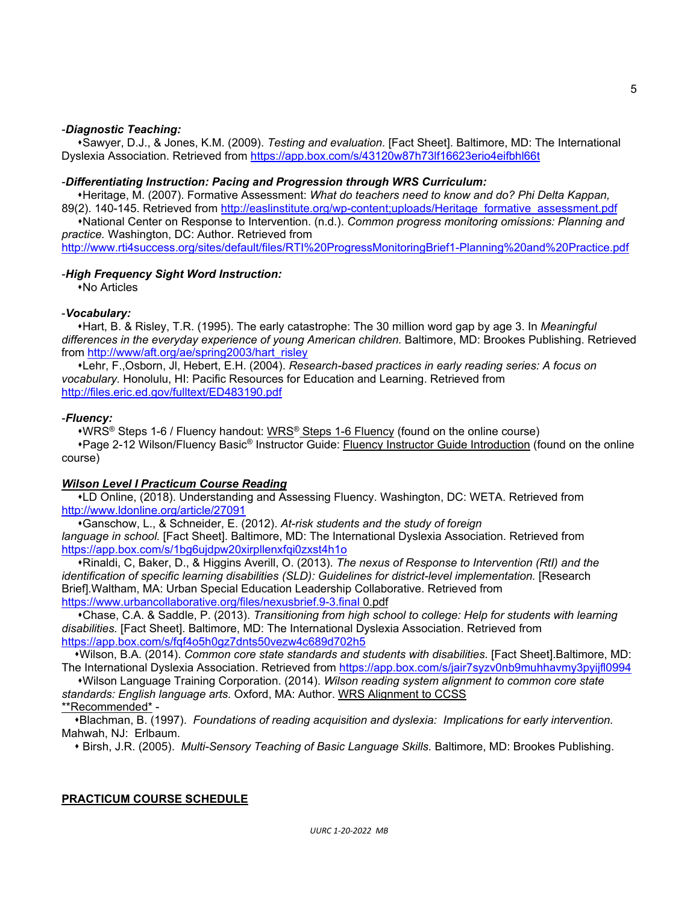-***Diagnostic Teaching:***

⬩Sawyer, D.J., & Jones, K.M. (2009). *Testing and evaluation.* [Fact Sheet]. Baltimore, MD: The International Dyslexia Association. Retrieved from https://app.box.com/s/43120w87h73lf16623erio4eifbhl66t

-***Differentiating Instruction: Pacing and Progression through WRS Curriculum:***

⬩Heritage, M. (2007). Formative Assessment: *What do teachers need to know and do? Phi Delta Kappan,* 89(2). 140-145. Retrieved from http://easlinstitute.org/wp-content;uploads/Heritage_formative_assessment.pdf

⬩National Center on Response to Intervention. (n.d.). *Common progress monitoring omissions: Planning and practice.* Washington, DC: Author. Retrieved from http://www.rti4success.org/sites/default/files/RTI%20ProgressMonitoringBrief1-Planning%20and%20Practice.pdf

-***High Frequency Sight Word Instruction:***

⬩No Articles

-***Vocabulary:***

⬩Hart, B. & Risley, T.R. (1995). The early catastrophe: The 30 million word gap by age 3. In *Meaningful differences in the everyday experience of young American children.* Baltimore, MD: Brookes Publishing. Retrieved from http://www/aft.org/ae/spring2003/hart_risley

⬩Lehr, F.,Osborn, Jl, Hebert, E.H. (2004). *Research-based practices in early reading series: A focus on vocabulary.* Honolulu, HI: Pacific Resources for Education and Learning. Retrieved from http://files.eric.ed.gov/fulltext/ED483190.pdf

-***Fluency:***

⬩WRS® Steps 1-6 / Fluency handout: WRS® Steps 1-6 Fluency (found on the online course)

⬩Page 2-12 Wilson/Fluency Basic® Instructor Guide: Fluency Instructor Guide Introduction (found on the online course)

***Wilson Level I Practicum Course Reading***

⬩LD Online, (2018). Understanding and Assessing Fluency. Washington, DC: WETA. Retrieved from http://www.ldonline.org/article/27091

⬩Ganschow, L., & Schneider, E. (2012). *At-risk students and the study of foreign language in school.* [Fact Sheet]. Baltimore, MD: The International Dyslexia Association. Retrieved from https://app.box.com/s/1bg6ujdpw20xirpllenxfqi0zxst4h1o

⬩Rinaldi, C, Baker, D., & Higgins Averill, O. (2013). *The nexus of Response to Intervention (RtI) and the identification of specific learning disabilities (SLD): Guidelines for district-level implementation.* [Research Brief].Waltham, MA: Urban Special Education Leadership Collaborative. Retrieved from https://www.urbancollaborative.org/files/nexusbrief.9-3.final 0.pdf

⬩Chase, C.A. & Saddle, P. (2013). *Transitioning from high school to college: Help for students with learning disabilities.* [Fact Sheet]. Baltimore, MD: The International Dyslexia Association. Retrieved from https://app.box.com/s/fqf4o5h0gz7dnts50vezw4c689d702h5

⬩Wilson, B.A. (2014). *Common core state standards and students with disabilities.* [Fact Sheet].Baltimore, MD: The International Dyslexia Association. Retrieved from https://app.box.com/s/jair7syzv0nb9muhhavmy3pyijfl0994

⬩Wilson Language Training Corporation. (2014). *Wilson reading system alignment to common core state standards: English language arts.* Oxford, MA: Author. WRS Alignment to CCSS

**Recommended* -

⬩Blachman, B. (1997). *Foundations of reading acquisition and dyslexia: Implications for early intervention.* Mahwah, NJ: Erlbaum.

⬩Birsh, J.R. (2005). *Multi-Sensory Teaching of Basic Language Skills.* Baltimore, MD: Brookes Publishing.

**PRACTICUM COURSE SCHEDULE**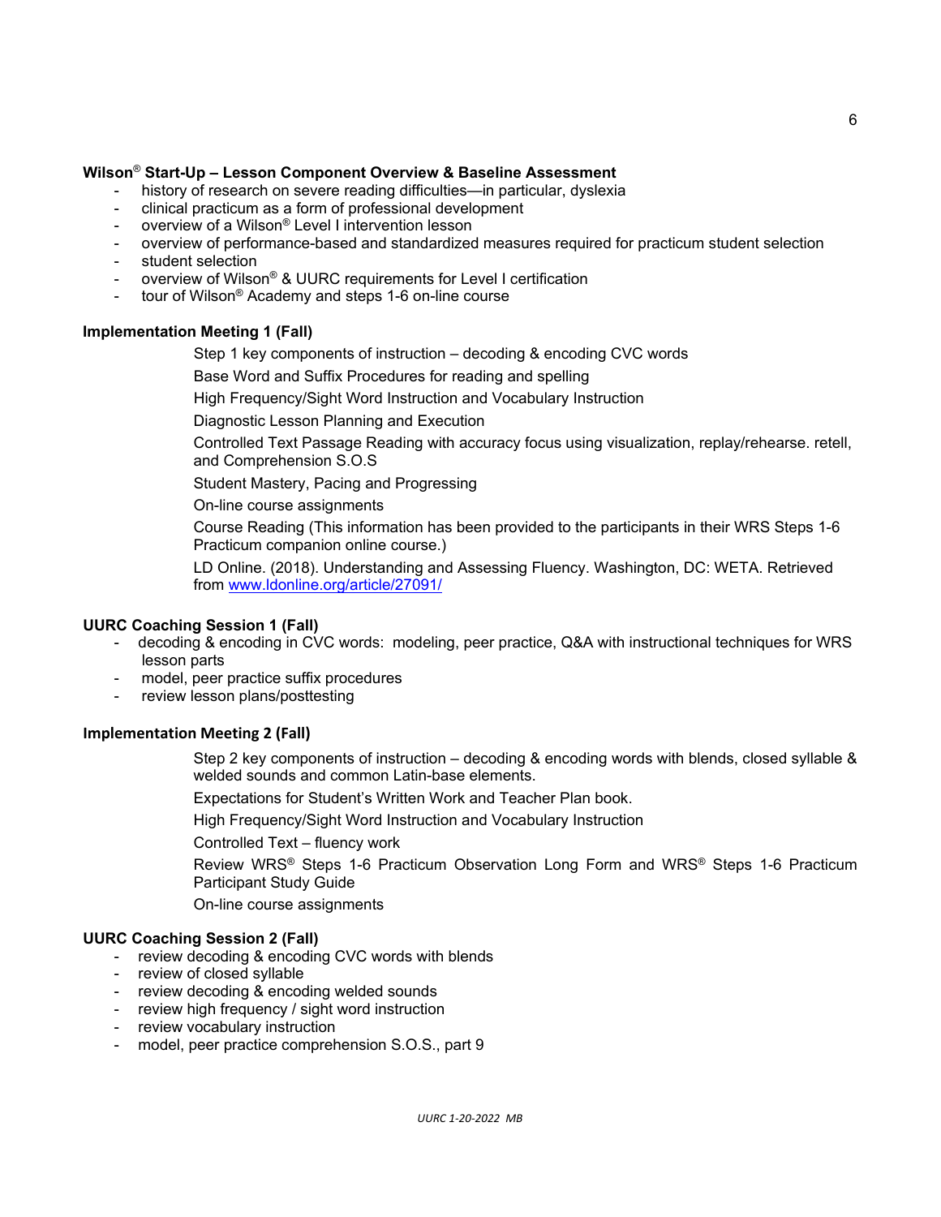**Wilson® Start-Up – Lesson Component Overview & Baseline Assessment**

- history of research on severe reading difficulties—in particular, dyslexia
- clinical practicum as a form of professional development
- overview of a Wilson® Level I intervention lesson
- overview of performance-based and standardized measures required for practicum student selection
- student selection
- overview of Wilson® & UURC requirements for Level I certification
- tour of Wilson® Academy and steps 1-6 on-line course

**Implementation Meeting 1 (Fall)**

Step 1 key components of instruction – decoding & encoding CVC words

Base Word and Suffix Procedures for reading and spelling

High Frequency/Sight Word Instruction and Vocabulary Instruction

Diagnostic Lesson Planning and Execution

Controlled Text Passage Reading with accuracy focus using visualization, replay/rehearse. retell, and Comprehension S.O.S

Student Mastery, Pacing and Progressing

On-line course assignments

Course Reading (This information has been provided to the participants in their WRS Steps 1-6 Practicum companion online course.)

LD Online. (2018). Understanding and Assessing Fluency. Washington, DC: WETA. Retrieved from [www.ldonline.org/article/27091/](www.ldonline.org/article/27091/)

**UURC Coaching Session 1 (Fall)**

- decoding & encoding in CVC words: modeling, peer practice, Q&A with instructional techniques for WRS lesson parts
- model, peer practice suffix procedures
- review lesson plans/posttesting

**Implementation Meeting 2 (Fall)**

Step 2 key components of instruction – decoding & encoding words with blends, closed syllable & welded sounds and common Latin-base elements.

Expectations for Student's Written Work and Teacher Plan book.

High Frequency/Sight Word Instruction and Vocabulary Instruction

Controlled Text – fluency work

Review WRS® Steps 1-6 Practicum Observation Long Form and WRS® Steps 1-6 Practicum Participant Study Guide

On-line course assignments

**UURC Coaching Session 2 (Fall)**

- review decoding & encoding CVC words with blends
- review of closed syllable
- review decoding & encoding welded sounds
- review high frequency / sight word instruction
- review vocabulary instruction
- model, peer practice comprehension S.O.S., part 9

*UURC 1-20-2022 MB*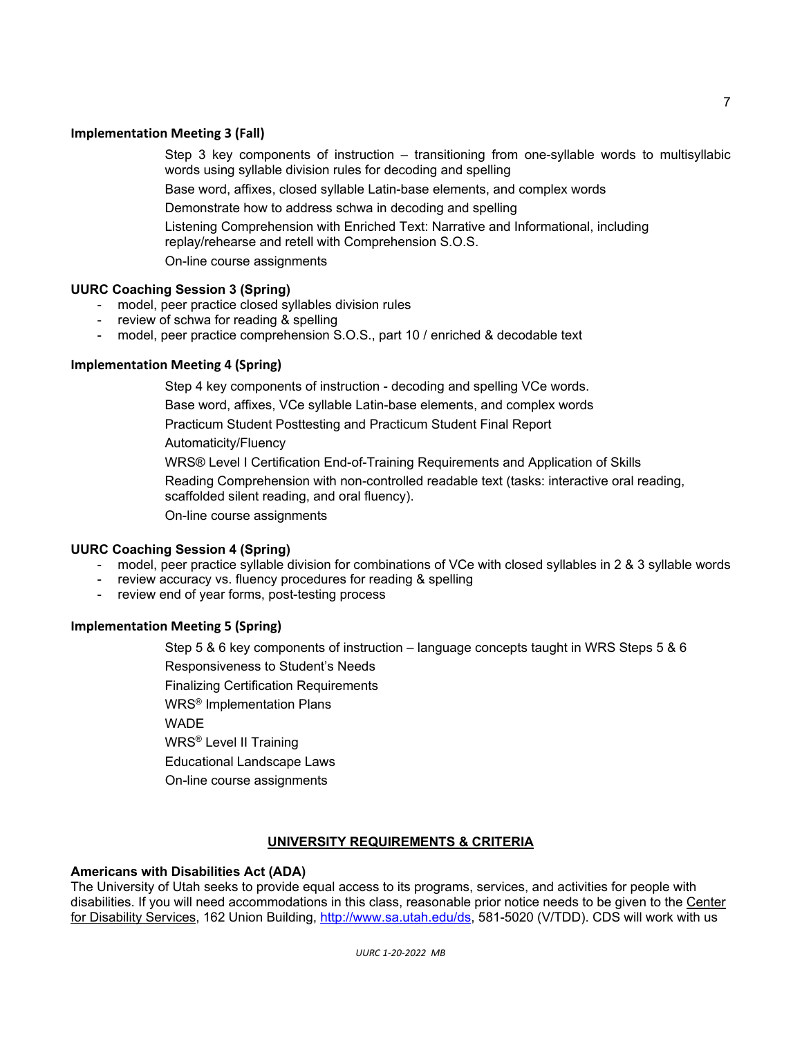**Implementation Meeting 3 (Fall)**

Step 3 key components of instruction – transitioning from one-syllable words to multisyllabic words using syllable division rules for decoding and spelling

Base word, affixes, closed syllable Latin-base elements, and complex words

Demonstrate how to address schwa in decoding and spelling

Listening Comprehension with Enriched Text: Narrative and Informational, including replay/rehearse and retell with Comprehension S.O.S.

On-line course assignments

**UURC Coaching Session 3 (Spring)**

- model, peer practice closed syllables division rules
- review of schwa for reading & spelling
- model, peer practice comprehension S.O.S., part 10 / enriched & decodable text

**Implementation Meeting 4 (Spring)**

Step 4 key components of instruction - decoding and spelling VCe words.

Base word, affixes, VCe syllable Latin-base elements, and complex words

Practicum Student Posttesting and Practicum Student Final Report

Automaticity/Fluency

WRS® Level I Certification End-of-Training Requirements and Application of Skills

Reading Comprehension with non-controlled readable text (tasks: interactive oral reading, scaffolded silent reading, and oral fluency).

On-line course assignments

**UURC Coaching Session 4 (Spring)**

- model, peer practice syllable division for combinations of VCe with closed syllables in 2 & 3 syllable words
- review accuracy vs. fluency procedures for reading & spelling
- review end of year forms, post-testing process

**Implementation Meeting 5 (Spring)**

Step 5 & 6 key components of instruction – language concepts taught in WRS Steps 5 & 6

Responsiveness to Student's Needs

Finalizing Certification Requirements

WRS® Implementation Plans

WADE

WRS® Level II Training

Educational Landscape Laws

On-line course assignments

## UNIVERSITY REQUIREMENTS & CRITERIA

**Americans with Disabilities Act (ADA)**

The University of Utah seeks to provide equal access to its programs, services, and activities for people with disabilities. If you will need accommodations in this class, reasonable prior notice needs to be given to the Center for Disability Services, 162 Union Building, http://www.sa.utah.edu/ds, 581-5020 (V/TDD). CDS will work with us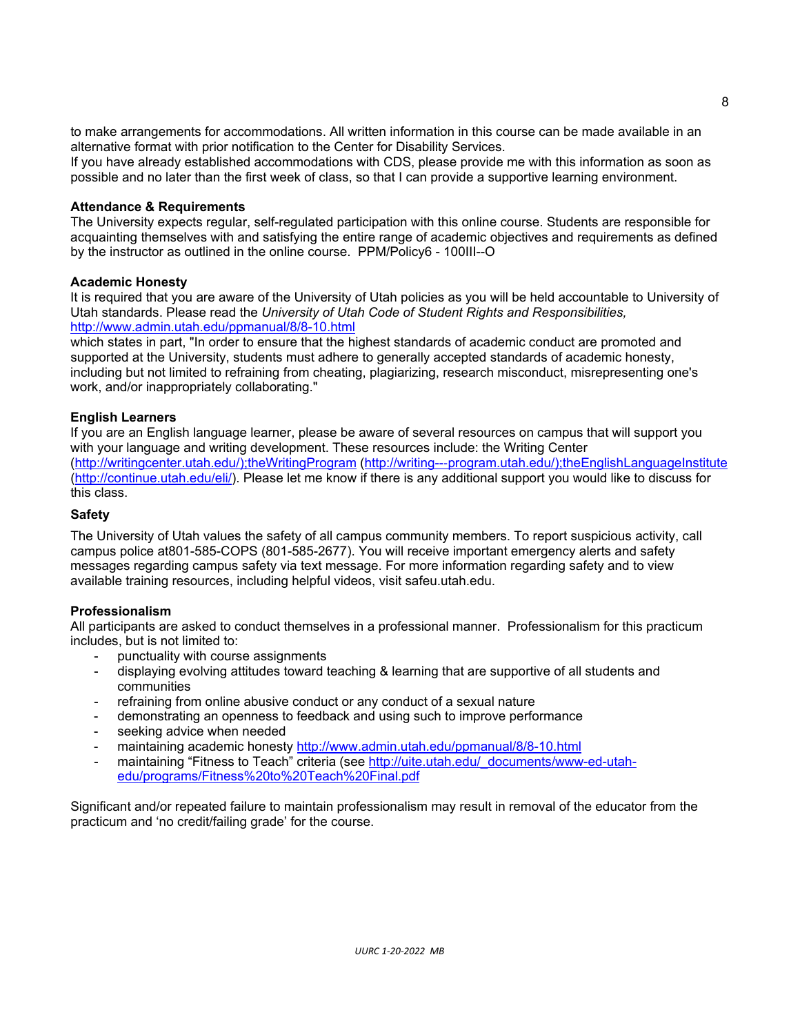to make arrangements for accommodations. All written information in this course can be made available in an alternative format with prior notification to the Center for Disability Services.
If you have already established accommodations with CDS, please provide me with this information as soon as possible and no later than the first week of class, so that I can provide a supportive learning environment.

**Attendance & Requirements**
The University expects regular, self-regulated participation with this online course. Students are responsible for acquainting themselves with and satisfying the entire range of academic objectives and requirements as defined by the instructor as outlined in the online course. PPM/Policy6 - 100III--O

**Academic Honesty**
It is required that you are aware of the University of Utah policies as you will be held accountable to University of Utah standards. Please read the *University of Utah Code of Student Rights and Responsibilities,* http://www.admin.utah.edu/ppmanual/8/8-10.html
which states in part, "In order to ensure that the highest standards of academic conduct are promoted and supported at the University, students must adhere to generally accepted standards of academic honesty, including but not limited to refraining from cheating, plagiarizing, research misconduct, misrepresenting one's work, and/or inappropriately collaborating."

**English Learners**
If you are an English language learner, please be aware of several resources on campus that will support you with your language and writing development. These resources include: the Writing Center (http://writingcenter.utah.edu/);theWritingProgram (http://writing---program.utah.edu/);theEnglishLanguageInstitute (http://continue.utah.edu/eli/). Please let me know if there is any additional support you would like to discuss for this class.

**Safety**

The University of Utah values the safety of all campus community members. To report suspicious activity, call campus police at801-585-COPS (801-585-2677). You will receive important emergency alerts and safety messages regarding campus safety via text message. For more information regarding safety and to view available training resources, including helpful videos, visit safeu.utah.edu.

**Professionalism**
All participants are asked to conduct themselves in a professional manner. Professionalism for this practicum includes, but is not limited to:

- punctuality with course assignments
- displaying evolving attitudes toward teaching & learning that are supportive of all students and communities
- refraining from online abusive conduct or any conduct of a sexual nature
- demonstrating an openness to feedback and using such to improve performance
- seeking advice when needed
- maintaining academic honesty http://www.admin.utah.edu/ppmanual/8/8-10.html
- maintaining "Fitness to Teach" criteria (see http://uite.utah.edu/_documents/www-ed-utah-edu/programs/Fitness%20to%20Teach%20Final.pdf

Significant and/or repeated failure to maintain professionalism may result in removal of the educator from the practicum and 'no credit/failing grade' for the course.